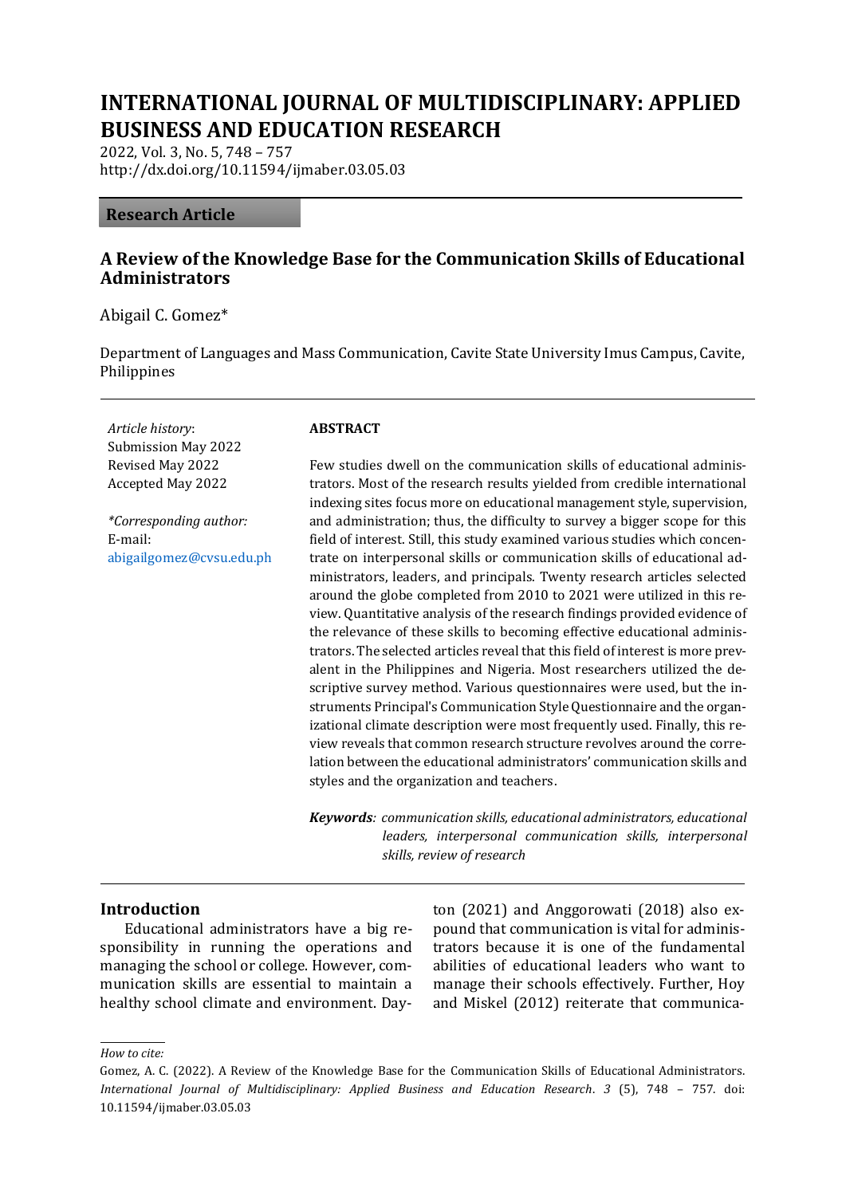# INTERNATIONAL JOURNAL OF MULTIDISCIPLINARY: APPLIED BUSINESS AND EDUCATION RESEARCH

2022, Vol. 3, No. 5, 748 – 757
http://dx.doi.org/10.11594/ijmaber.03.05.03

**Research Article**

## A Review of the Knowledge Base for the Communication Skills of Educational Administrators

Abigail C. Gomez*

Department of Languages and Mass Communication, Cavite State University Imus Campus, Cavite, Philippines

*Article history*:
Submission May 2022
Revised May 2022
Accepted May 2022

*\*Corresponding author:*
E-mail:
abigailgomez@cvsu.edu.ph

**ABSTRACT**

Few studies dwell on the communication skills of educational administrators. Most of the research results yielded from credible international indexing sites focus more on educational management style, supervision, and administration; thus, the difficulty to survey a bigger scope for this field of interest. Still, this study examined various studies which concentrate on interpersonal skills or communication skills of educational administrators, leaders, and principals. Twenty research articles selected around the globe completed from 2010 to 2021 were utilized in this review. Quantitative analysis of the research findings provided evidence of the relevance of these skills to becoming effective educational administrators. The selected articles reveal that this field of interest is more prevalent in the Philippines and Nigeria. Most researchers utilized the descriptive survey method. Various questionnaires were used, but the instruments Principal's Communication Style Questionnaire and the organizational climate description were most frequently used. Finally, this review reveals that common research structure revolves around the correlation between the educational administrators' communication skills and styles and the organization and teachers.

***Keywords****: communication skills, educational administrators, educational leaders, interpersonal communication skills, interpersonal skills, review of research*

## Introduction

Educational administrators have a big responsibility in running the operations and managing the school or college. However, communication skills are essential to maintain a healthy school climate and environment. Dayton (2021) and Anggorowati (2018) also expound that communication is vital for administrators because it is one of the fundamental abilities of educational leaders who want to manage their schools effectively. Further, Hoy and Miskel (2012) reiterate that communica-

*How to cite:*

Gomez, A. C. (2022). A Review of the Knowledge Base for the Communication Skills of Educational Administrators. *International Journal of Multidisciplinary: Applied Business and Education Research*. *3* (5), 748 – 757. doi: 10.11594/ijmaber.03.05.03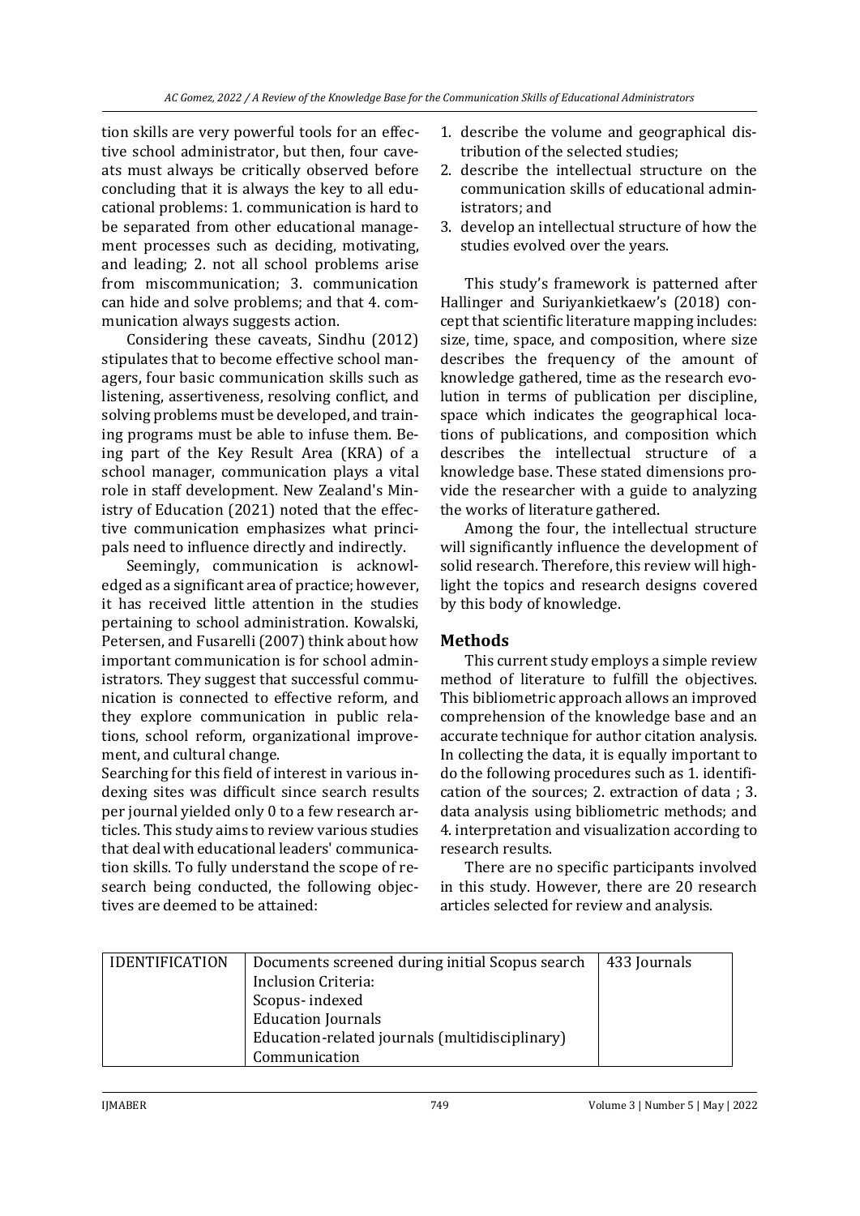tion skills are very powerful tools for an effective school administrator, but then, four caveats must always be critically observed before concluding that it is always the key to all educational problems: 1. communication is hard to be separated from other educational management processes such as deciding, motivating, and leading; 2. not all school problems arise from miscommunication; 3. communication can hide and solve problems; and that 4. communication always suggests action.

Considering these caveats, Sindhu (2012) stipulates that to become effective school managers, four basic communication skills such as listening, assertiveness, resolving conflict, and solving problems must be developed, and training programs must be able to infuse them. Being part of the Key Result Area (KRA) of a school manager, communication plays a vital role in staff development. New Zealand's Ministry of Education (2021) noted that the effective communication emphasizes what principals need to influence directly and indirectly.

Seemingly, communication is acknowledged as a significant area of practice; however, it has received little attention in the studies pertaining to school administration. Kowalski, Petersen, and Fusarelli (2007) think about how important communication is for school administrators. They suggest that successful communication is connected to effective reform, and they explore communication in public relations, school reform, organizational improvement, and cultural change.

Searching for this field of interest in various indexing sites was difficult since search results per journal yielded only 0 to a few research articles. This study aims to review various studies that deal with educational leaders' communication skills. To fully understand the scope of research being conducted, the following objectives are deemed to be attained:

1. describe the volume and geographical distribution of the selected studies;
2. describe the intellectual structure on the communication skills of educational administrators; and
3. develop an intellectual structure of how the studies evolved over the years.

This study's framework is patterned after Hallinger and Suriyankietkaew's (2018) concept that scientific literature mapping includes: size, time, space, and composition, where size describes the frequency of the amount of knowledge gathered, time as the research evolution in terms of publication per discipline, space which indicates the geographical locations of publications, and composition which describes the intellectual structure of a knowledge base. These stated dimensions provide the researcher with a guide to analyzing the works of literature gathered.

Among the four, the intellectual structure will significantly influence the development of solid research. Therefore, this review will highlight the topics and research designs covered by this body of knowledge.

## Methods

This current study employs a simple review method of literature to fulfill the objectives. This bibliometric approach allows an improved comprehension of the knowledge base and an accurate technique for author citation analysis. In collecting the data, it is equally important to do the following procedures such as 1. identification of the sources; 2. extraction of data ; 3. data analysis using bibliometric methods; and 4. interpretation and visualization according to research results.

There are no specific participants involved in this study. However, there are 20 research articles selected for review and analysis.

| IDENTIFICATION | Documents screened during initial Scopus search<br>Inclusion Criteria:<br>Scopus- indexed<br>Education Journals<br>Education-related journals (multidisciplinary)<br>Communication | 433 Journals |
|---|---|---|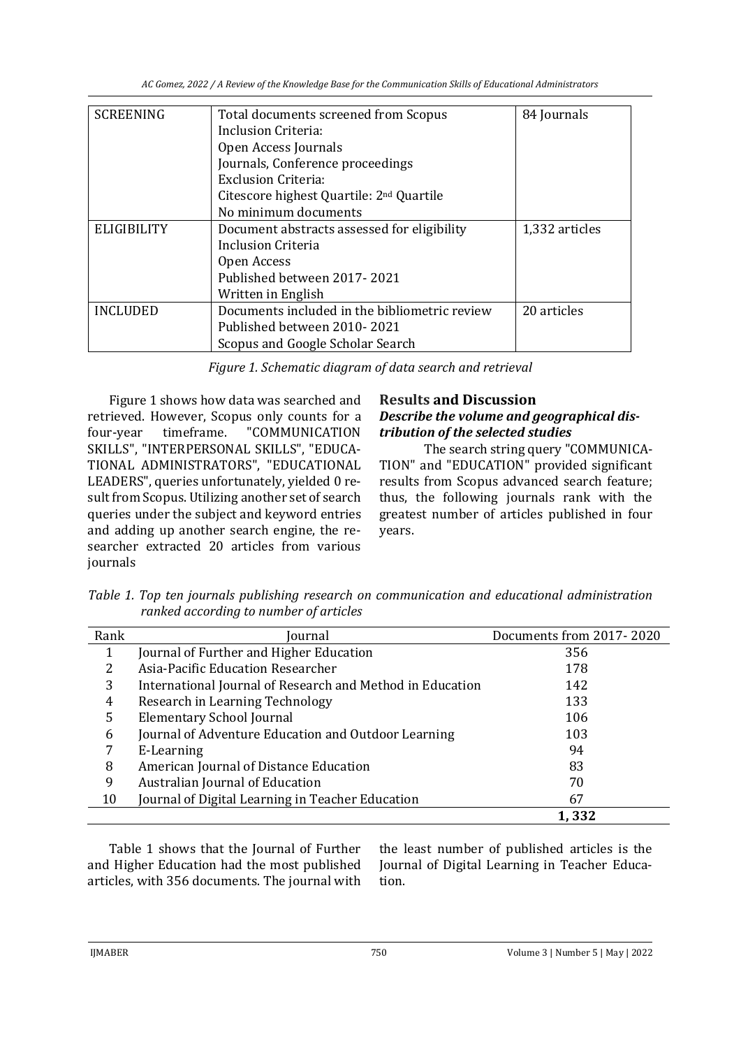| SCREENING | Total documents screened from Scopus<br>Inclusion Criteria:<br>Open Access Journals<br>Journals, Conference proceedings<br>Exclusion Criteria:<br>Citescore highest Quartile: 2nd Quartile<br>No minimum documents | 84 Journals |
|---|---|---|
| ELIGIBILITY | Document abstracts assessed for eligibility<br>Inclusion Criteria<br>Open Access<br>Published between 2017- 2021<br>Written in English | 1,332 articles |
| INCLUDED | Documents included in the bibliometric review<br>Published between 2010- 2021<br>Scopus and Google Scholar Search | 20 articles |

*Figure 1. Schematic diagram of data search and retrieval*

Figure 1 shows how data was searched and retrieved. However, Scopus only counts for a four-year timeframe. "COMMUNICATION SKILLS", "INTERPERSONAL SKILLS", "EDUCATIONAL ADMINISTRATORS", "EDUCATIONAL LEADERS", queries unfortunately, yielded 0 result from Scopus. Utilizing another set of search queries under the subject and keyword entries and adding up another search engine, the researcher extracted 20 articles from various journals

## Results and Discussion

### *Describe the volume and geographical distribution of the selected studies*

The search string query "COMMUNICATION" and "EDUCATION" provided significant results from Scopus advanced search feature; thus, the following journals rank with the greatest number of articles published in four years.

*Table 1. Top ten journals publishing research on communication and educational administration ranked according to number of articles*

| Rank | Journal | Documents from 2017- 2020 |
|---|---|---|
| 1 | Journal of Further and Higher Education | 356 |
| 2 | Asia-Pacific Education Researcher | 178 |
| 3 | International Journal of Research and Method in Education | 142 |
| 4 | Research in Learning Technology | 133 |
| 5 | Elementary School Journal | 106 |
| 6 | Journal of Adventure Education and Outdoor Learning | 103 |
| 7 | E-Learning | 94 |
| 8 | American Journal of Distance Education | 83 |
| 9 | Australian Journal of Education | 70 |
| 10 | Journal of Digital Learning in Teacher Education | 67 |
| | | **1, 332** |

Table 1 shows that the Journal of Further and Higher Education had the most published articles, with 356 documents. The journal with the least number of published articles is the Journal of Digital Learning in Teacher Education.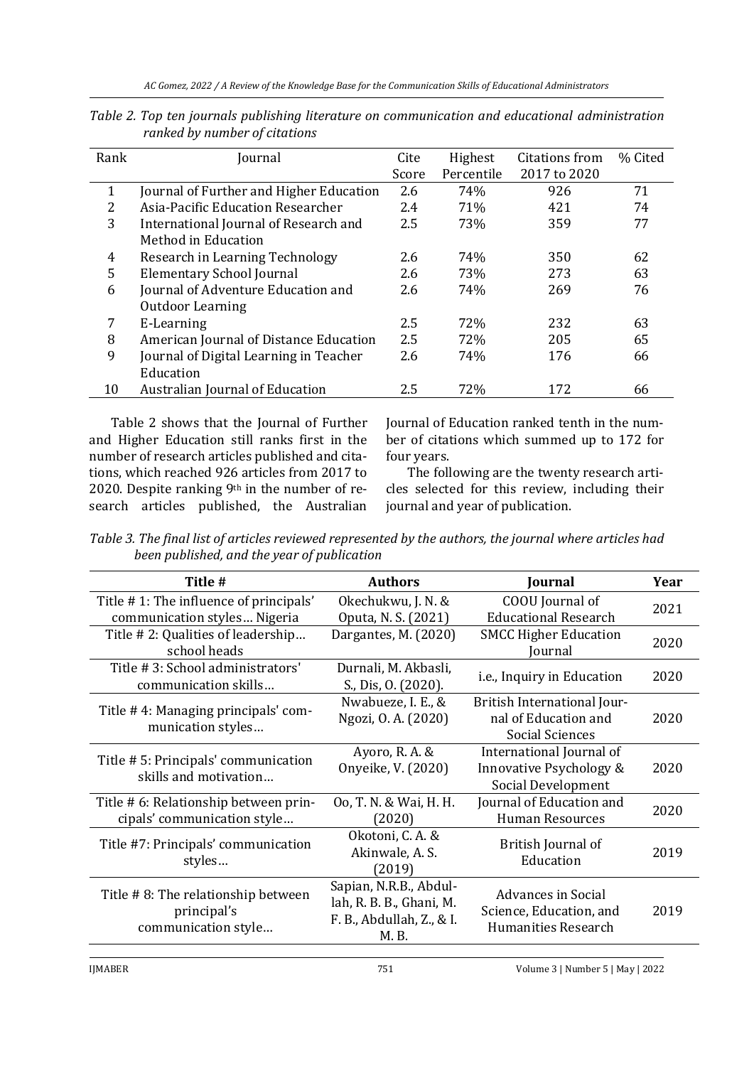*Table 2. Top ten journals publishing literature on communication and educational administration ranked by number of citations*

| Rank | Journal | Cite Score | Highest Percentile | Citations from 2017 to 2020 | % Cited |
|---|---|---|---|---|---|
| 1 | Journal of Further and Higher Education | 2.6 | 74% | 926 | 71 |
| 2 | Asia-Pacific Education Researcher | 2.4 | 71% | 421 | 74 |
| 3 | International Journal of Research and Method in Education | 2.5 | 73% | 359 | 77 |
| 4 | Research in Learning Technology | 2.6 | 74% | 350 | 62 |
| 5 | Elementary School Journal | 2.6 | 73% | 273 | 63 |
| 6 | Journal of Adventure Education and Outdoor Learning | 2.6 | 74% | 269 | 76 |
| 7 | E-Learning | 2.5 | 72% | 232 | 63 |
| 8 | American Journal of Distance Education | 2.5 | 72% | 205 | 65 |
| 9 | Journal of Digital Learning in Teacher Education | 2.6 | 74% | 176 | 66 |
| 10 | Australian Journal of Education | 2.5 | 72% | 172 | 66 |

Table 2 shows that the Journal of Further and Higher Education still ranks first in the number of research articles published and citations, which reached 926 articles from 2017 to 2020. Despite ranking 9th in the number of research articles published, the Australian Journal of Education ranked tenth in the number of citations which summed up to 172 for four years.

The following are the twenty research articles selected for this review, including their journal and year of publication.

*Table 3. The final list of articles reviewed represented by the authors, the journal where articles had been published, and the year of publication*

| Title # | Authors | Journal | Year |
|---|---|---|---|
| Title # 1: The influence of principals' communication styles… Nigeria | Okechukwu, J. N. & Oputa, N. S. (2021) | COOU Journal of Educational Research | 2021 |
| Title # 2: Qualities of leadership… school heads | Dargantes, M. (2020) | SMCC Higher Education Journal | 2020 |
| Title # 3: School administrators' communication skills… | Durnali, M. Akbasli, S., Dis, O. (2020). | i.e., Inquiry in Education | 2020 |
| Title # 4: Managing principals' communication styles… | Nwabueze, I. E., & Ngozi, O. A. (2020) | British International Journal of Education and Social Sciences | 2020 |
| Title # 5: Principals' communication skills and motivation… | Ayoro, R. A. & Onyeike, V. (2020) | International Journal of Innovative Psychology & Social Development | 2020 |
| Title # 6: Relationship between principals' communication style… | Oo, T. N. & Wai, H. H. (2020) | Journal of Education and Human Resources | 2020 |
| Title #7: Principals' communication styles… | Okotoni, C. A. & Akinwale, A. S. (2019) | British Journal of Education | 2019 |
| Title # 8: The relationship between principal's communication style… | Sapian, N.R.B., Abdullah, R. B. B., Ghani, M. F. B., Abdullah, Z., & I. M. B. | Advances in Social Science, Education, and Humanities Research | 2019 |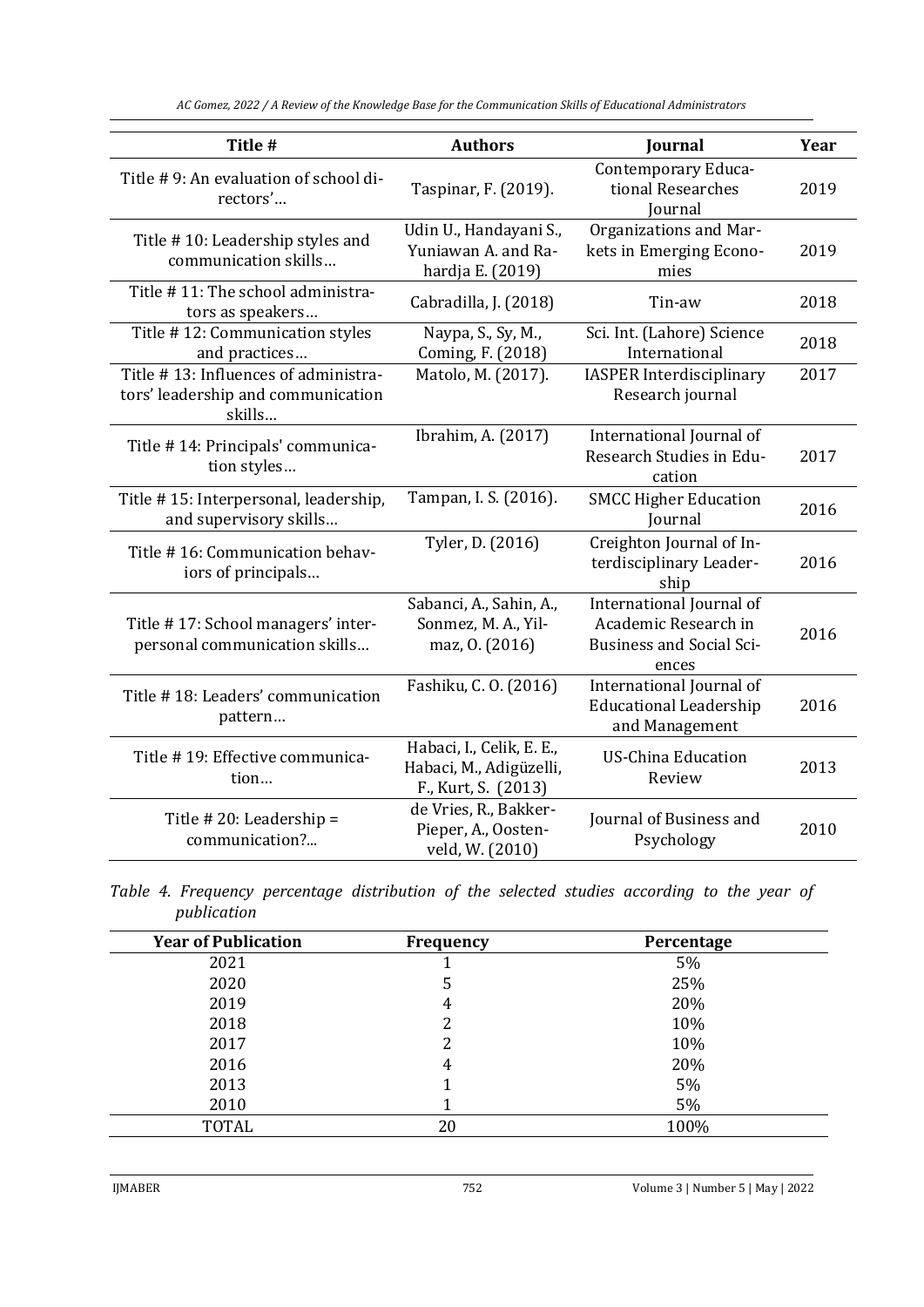| Title # | Authors | Journal | Year |
|---|---|---|---|
| Title # 9: An evaluation of school directors'… | Taspinar, F. (2019). | Contemporary Educational Researches Journal | 2019 |
| Title # 10: Leadership styles and communication skills… | Udin U., Handayani S., Yuniawan A. and Rahardja E. (2019) | Organizations and Markets in Emerging Economies | 2019 |
| Title # 11: The school administrators as speakers… | Cabradilla, J. (2018) | Tin-aw | 2018 |
| Title # 12: Communication styles and practices… | Naypa, S., Sy, M., Coming, F. (2018) | Sci. Int. (Lahore) Science International | 2018 |
| Title # 13: Influences of administrators' leadership and communication skills… | Matolo, M. (2017). | IASPER Interdisciplinary Research journal | 2017 |
| Title # 14: Principals' communication styles… | Ibrahim, A. (2017) | International Journal of Research Studies in Education | 2017 |
| Title # 15: Interpersonal, leadership, and supervisory skills… | Tampan, I. S. (2016). | SMCC Higher Education Journal | 2016 |
| Title # 16: Communication behaviors of principals… | Tyler, D. (2016) | Creighton Journal of Interdisciplinary Leadership | 2016 |
| Title # 17: School managers' interpersonal communication skills… | Sabanci, A., Sahin, A., Sonmez, M. A., Yilmaz, O. (2016) | International Journal of Academic Research in Business and Social Sciences | 2016 |
| Title # 18: Leaders' communication pattern… | Fashiku, C. O. (2016) | International Journal of Educational Leadership and Management | 2016 |
| Title # 19: Effective communication… | Habaci, I., Celik, E. E., Habaci, M., Adigüzelli, F., Kurt, S. (2013) | US-China Education Review | 2013 |
| Title # 20: Leadership = communication?... | de Vries, R., Bakker-Pieper, A., Oostenveld, W. (2010) | Journal of Business and Psychology | 2010 |

*Table 4. Frequency percentage distribution of the selected studies according to the year of publication*

| Year of Publication | Frequency | Percentage |
|---|---|---|
| 2021 | 1 | 5% |
| 2020 | 5 | 25% |
| 2019 | 4 | 20% |
| 2018 | 2 | 10% |
| 2017 | 2 | 10% |
| 2016 | 4 | 20% |
| 2013 | 1 | 5% |
| 2010 | 1 | 5% |
| TOTAL | 20 | 100% |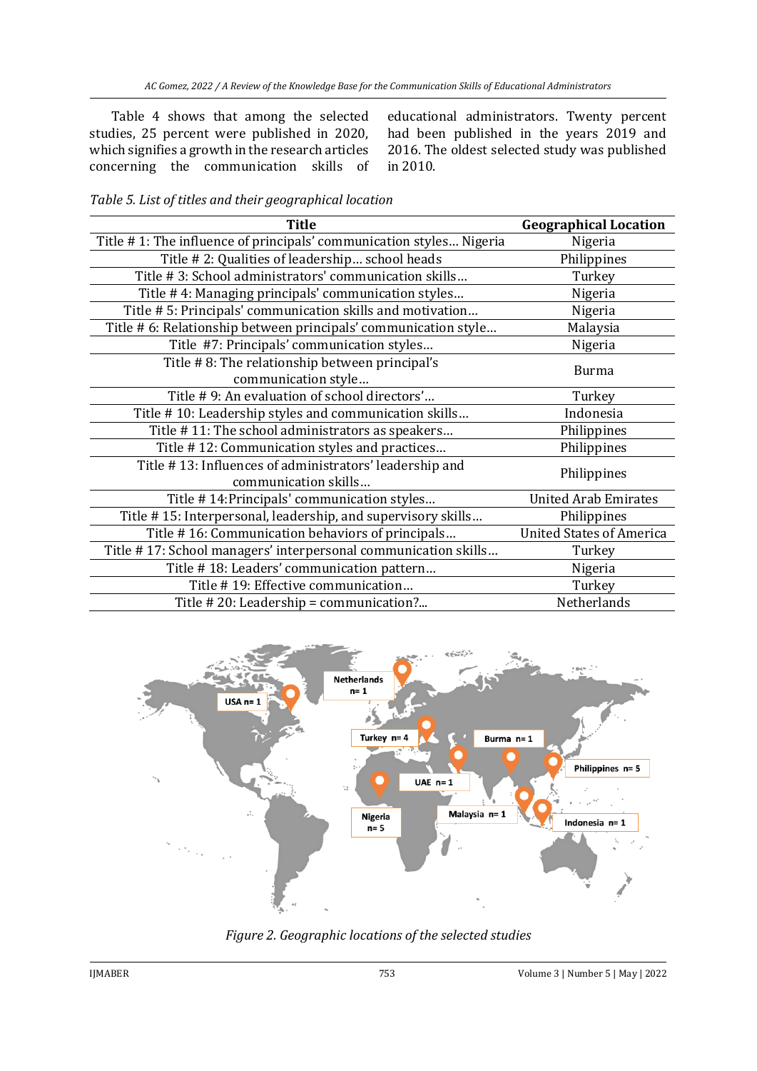Table 4 shows that among the selected studies, 25 percent were published in 2020, which signifies a growth in the research articles concerning the communication skills of educational administrators. Twenty percent had been published in the years 2019 and 2016. The oldest selected study was published in 2010.

*Table 5. List of titles and their geographical location*

| Title | Geographical Location |
|---|---|
| Title # 1: The influence of principals' communication styles… Nigeria | Nigeria |
| Title # 2: Qualities of leadership… school heads | Philippines |
| Title # 3: School administrators' communication skills… | Turkey |
| Title # 4: Managing principals' communication styles… | Nigeria |
| Title # 5: Principals' communication skills and motivation… | Nigeria |
| Title # 6: Relationship between principals' communication style… | Malaysia |
| Title #7: Principals' communication styles… | Nigeria |
| Title # 8: The relationship between principal's communication style… | Burma |
| Title # 9: An evaluation of school directors'… | Turkey |
| Title # 10: Leadership styles and communication skills… | Indonesia |
| Title # 11: The school administrators as speakers… | Philippines |
| Title # 12: Communication styles and practices… | Philippines |
| Title # 13: Influences of administrators' leadership and communication skills… | Philippines |
| Title # 14:Principals' communication styles… | United Arab Emirates |
| Title # 15: Interpersonal, leadership, and supervisory skills… | Philippines |
| Title # 16: Communication behaviors of principals… | United States of America |
| Title # 17: School managers' interpersonal communication skills… | Turkey |
| Title # 18: Leaders' communication pattern… | Nigeria |
| Title # 19: Effective communication… | Turkey |
| Title # 20: Leadership = communication?... | Netherlands |

*Figure 2. Geographic locations of the selected studies*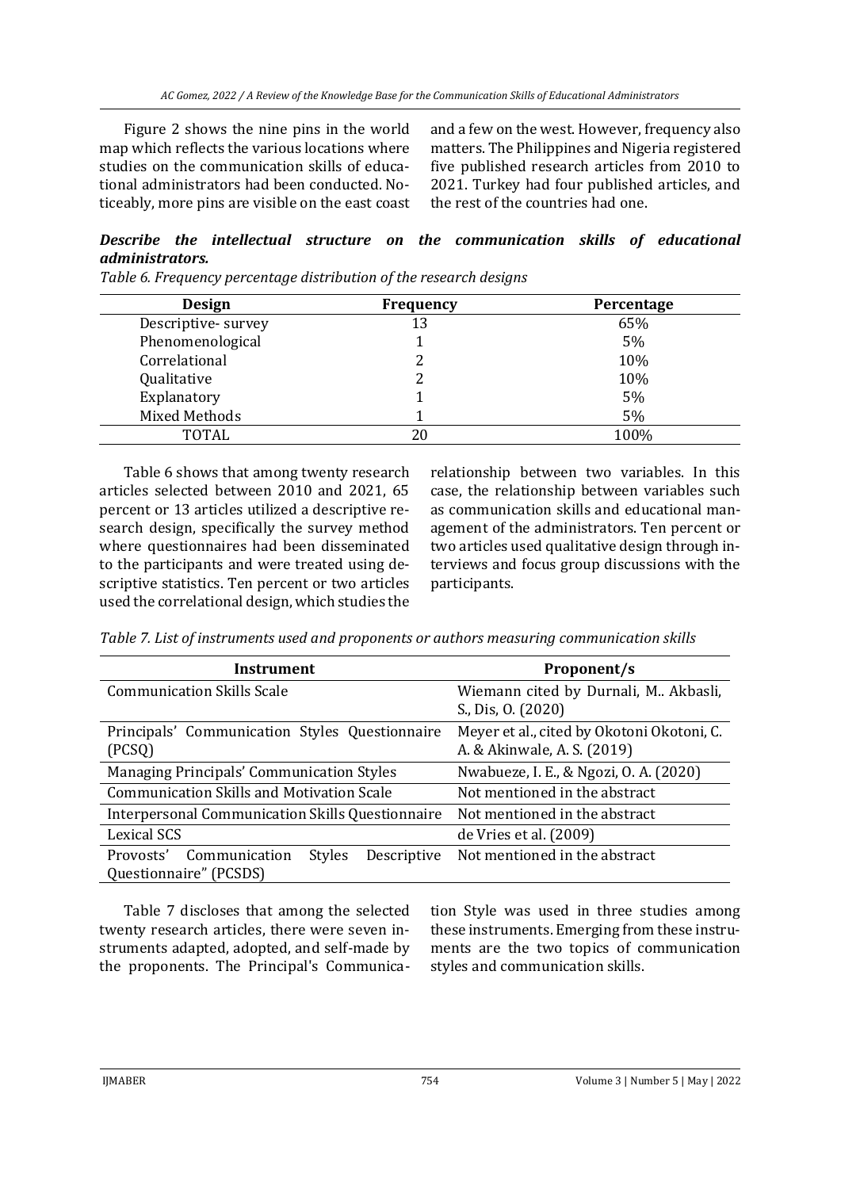Figure 2 shows the nine pins in the world map which reflects the various locations where studies on the communication skills of educational administrators had been conducted. Noticeably, more pins are visible on the east coast and a few on the west. However, frequency also matters. The Philippines and Nigeria registered five published research articles from 2010 to 2021. Turkey had four published articles, and the rest of the countries had one.

***Describe the intellectual structure on the communication skills of educational administrators.***

*Table 6. Frequency percentage distribution of the research designs*

| Design | Frequency | Percentage |
| --- | --- | --- |
| Descriptive- survey | 13 | 65% |
| Phenomenological | 1 | 5% |
| Correlational | 2 | 10% |
| Qualitative | 2 | 10% |
| Explanatory | 1 | 5% |
| Mixed Methods | 1 | 5% |
| TOTAL | 20 | 100% |

Table 6 shows that among twenty research articles selected between 2010 and 2021, 65 percent or 13 articles utilized a descriptive research design, specifically the survey method where questionnaires had been disseminated to the participants and were treated using descriptive statistics. Ten percent or two articles used the correlational design, which studies the relationship between two variables. In this case, the relationship between variables such as communication skills and educational management of the administrators. Ten percent or two articles used qualitative design through interviews and focus group discussions with the participants.

*Table 7. List of instruments used and proponents or authors measuring communication skills*

| Instrument | Proponent/s |
| --- | --- |
| Communication Skills Scale | Wiemann cited by Durnali, M.. Akbasli, S., Dis, O. (2020) |
| Principals' Communication Styles Questionnaire (PCSQ) | Meyer et al., cited by Okotoni Okotoni, C. A. & Akinwale, A. S. (2019) |
| Managing Principals' Communication Styles | Nwabueze, I. E., & Ngozi, O. A. (2020) |
| Communication Skills and Motivation Scale | Not mentioned in the abstract |
| Interpersonal Communication Skills Questionnaire | Not mentioned in the abstract |
| Lexical SCS | de Vries et al. (2009) |
| Provosts' Communication Styles Descriptive Questionnaire" (PCSDS) | Not mentioned in the abstract |

Table 7 discloses that among the selected twenty research articles, there were seven instruments adapted, adopted, and self-made by the proponents. The Principal's Communication Style was used in three studies among these instruments. Emerging from these instruments are the two topics of communication styles and communication skills.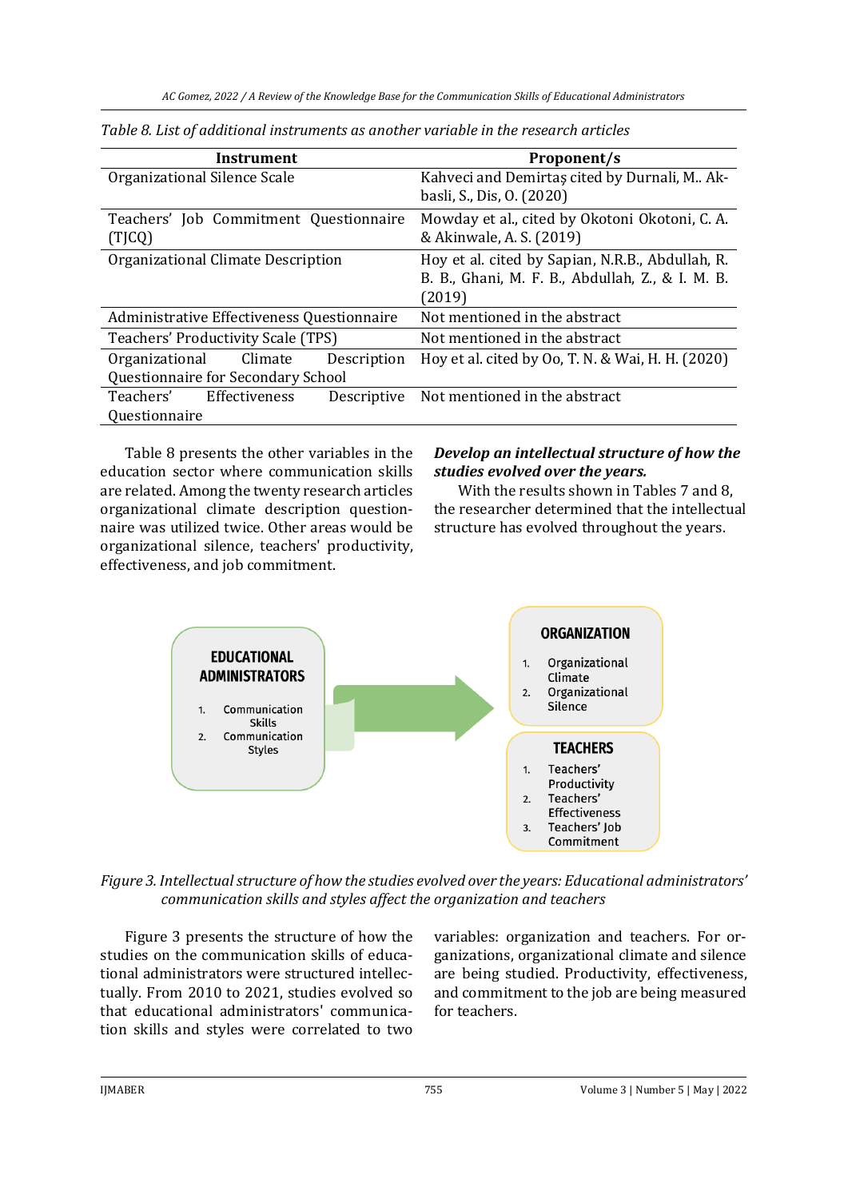*Table 8. List of additional instruments as another variable in the research articles*

| Instrument | Proponent/s |
|---|---|
| Organizational Silence Scale | Kahveci and Demirtaş cited by Durnali, M.. Akbasli, S., Dis, O. (2020) |
| Teachers' Job Commitment Questionnaire (TJCQ) | Mowday et al., cited by Okotoni Okotoni, C. A. & Akinwale, A. S. (2019) |
| Organizational Climate Description | Hoy et al. cited by Sapian, N.R.B., Abdullah, R. B. B., Ghani, M. F. B., Abdullah, Z., & I. M. B. (2019) |
| Administrative Effectiveness Questionnaire | Not mentioned in the abstract |
| Teachers' Productivity Scale (TPS) | Not mentioned in the abstract |
| Organizational Climate Description Questionnaire for Secondary School | Hoy et al. cited by Oo, T. N. & Wai, H. H. (2020) |
| Teachers' Effectiveness Descriptive Questionnaire | Not mentioned in the abstract |

Table 8 presents the other variables in the education sector where communication skills are related. Among the twenty research articles organizational climate description questionnaire was utilized twice. Other areas would be organizational silence, teachers' productivity, effectiveness, and job commitment.

***Develop an intellectual structure of how the studies evolved over the years.***

With the results shown in Tables 7 and 8, the researcher determined that the intellectual structure has evolved throughout the years.

*Figure 3. Intellectual structure of how the studies evolved over the years: Educational administrators' communication skills and styles affect the organization and teachers*

Figure 3 presents the structure of how the studies on the communication skills of educational administrators were structured intellectually. From 2010 to 2021, studies evolved so that educational administrators' communication skills and styles were correlated to two variables: organization and teachers. For organizations, organizational climate and silence are being studied. Productivity, effectiveness, and commitment to the job are being measured for teachers.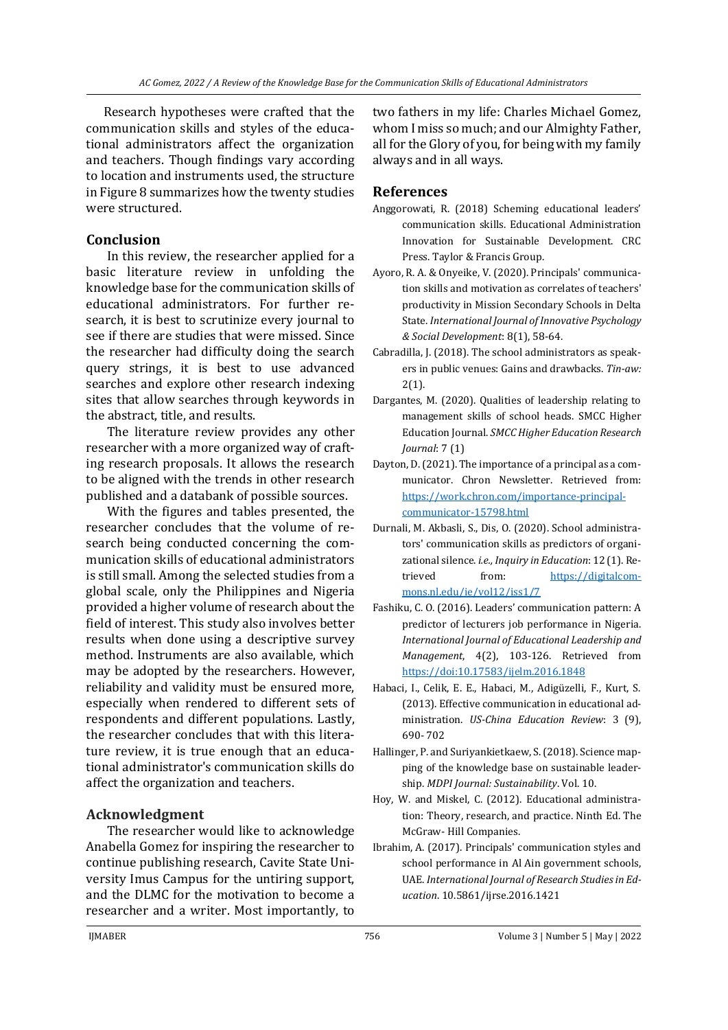Research hypotheses were crafted that the communication skills and styles of the educational administrators affect the organization and teachers. Though findings vary according to location and instruments used, the structure in Figure 8 summarizes how the twenty studies were structured.

## Conclusion

In this review, the researcher applied for a basic literature review in unfolding the knowledge base for the communication skills of educational administrators. For further research, it is best to scrutinize every journal to see if there are studies that were missed. Since the researcher had difficulty doing the search query strings, it is best to use advanced searches and explore other research indexing sites that allow searches through keywords in the abstract, title, and results.

The literature review provides any other researcher with a more organized way of crafting research proposals. It allows the research to be aligned with the trends in other research published and a databank of possible sources.

With the figures and tables presented, the researcher concludes that the volume of research being conducted concerning the communication skills of educational administrators is still small. Among the selected studies from a global scale, only the Philippines and Nigeria provided a higher volume of research about the field of interest. This study also involves better results when done using a descriptive survey method. Instruments are also available, which may be adopted by the researchers. However, reliability and validity must be ensured more, especially when rendered to different sets of respondents and different populations. Lastly, the researcher concludes that with this literature review, it is true enough that an educational administrator's communication skills do affect the organization and teachers.

## Acknowledgment

The researcher would like to acknowledge Anabella Gomez for inspiring the researcher to continue publishing research, Cavite State University Imus Campus for the untiring support, and the DLMC for the motivation to become a researcher and a writer. Most importantly, to two fathers in my life: Charles Michael Gomez, whom I miss so much; and our Almighty Father, all for the Glory of you, for being with my family always and in all ways.

## References

Anggorowati, R. (2018) Scheming educational leaders' communication skills. Educational Administration Innovation for Sustainable Development. CRC Press. Taylor & Francis Group.

Ayoro, R. A. & Onyeike, V. (2020). Principals' communication skills and motivation as correlates of teachers' productivity in Mission Secondary Schools in Delta State. *International Journal of Innovative Psychology & Social Development*: 8(1), 58-64.

Cabradilla, J. (2018). The school administrators as speakers in public venues: Gains and drawbacks. *Tin-aw:* 2(1).

Dargantes, M. (2020). Qualities of leadership relating to management skills of school heads. SMCC Higher Education Journal. *SMCC Higher Education Research Journal*: 7 (1)

Dayton, D. (2021). The importance of a principal as a communicator. Chron Newsletter. Retrieved from: https://work.chron.com/importance-principal-communicator-15798.html

Durnali, M. Akbasli, S., Dis, O. (2020). School administrators' communication skills as predictors of organizational silence. *i.e., Inquiry in Education*: 12 (1). Retrieved from: https://digitalcommons.nl.edu/ie/vol12/iss1/7

Fashiku, C. O. (2016). Leaders' communication pattern: A predictor of lecturers job performance in Nigeria. *International Journal of Educational Leadership and Management*, 4(2), 103-126. Retrieved from https://doi:10.17583/ijelm.2016.1848

Habaci, I., Celik, E. E., Habaci, M., Adigüzelli, F., Kurt, S. (2013). Effective communication in educational administration. *US-China Education Review*: 3 (9), 690- 702

Hallinger, P. and Suriyankietkaew, S. (2018). Science mapping of the knowledge base on sustainable leadership. *MDPI Journal: Sustainability*. Vol. 10.

Hoy, W. and Miskel, C. (2012). Educational administration: Theory, research, and practice. Ninth Ed. The McGraw- Hill Companies.

Ibrahim, A. (2017). Principals' communication styles and school performance in Al Ain government schools, UAE. *International Journal of Research Studies in Education*. 10.5861/ijrse.2016.1421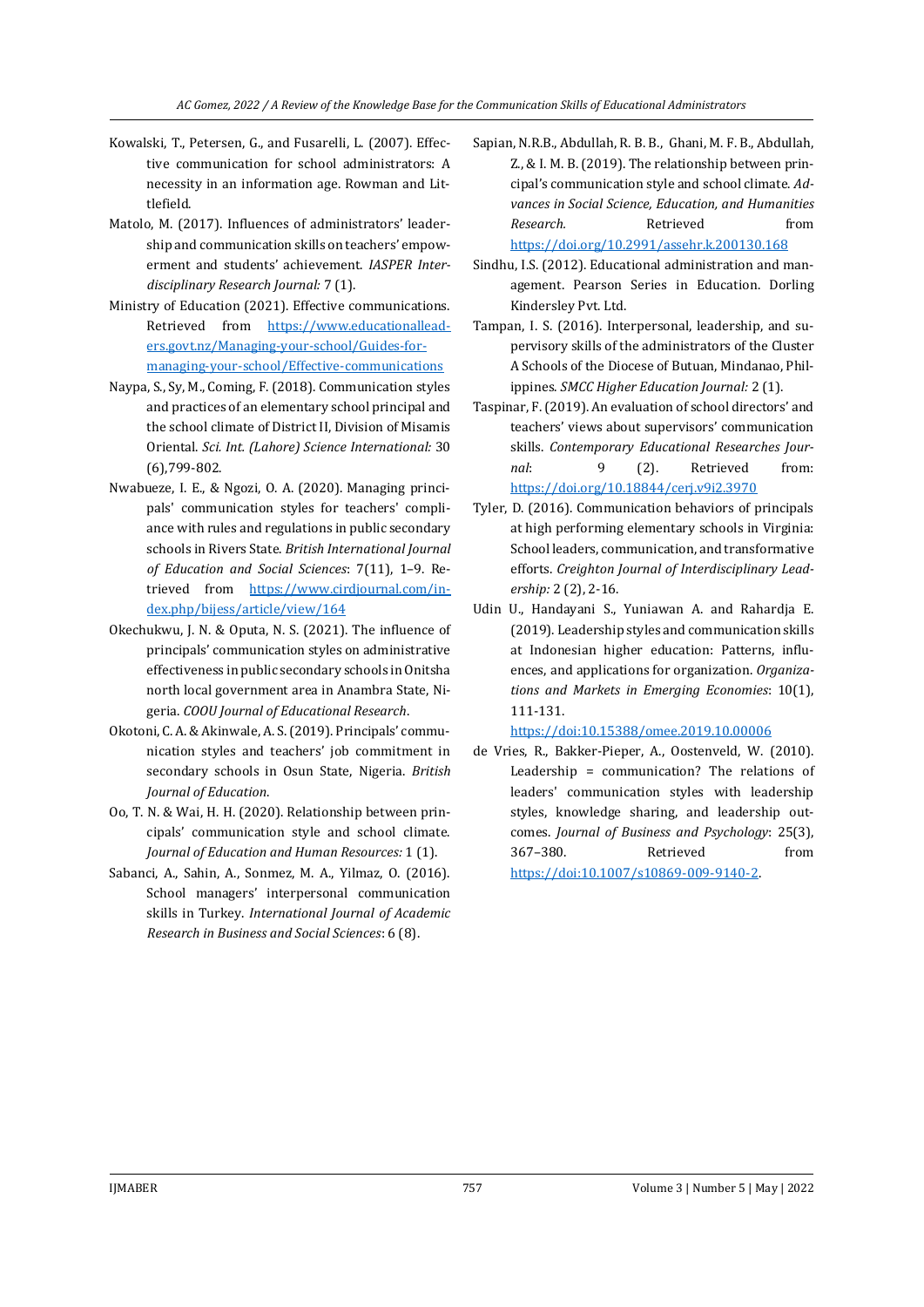Kowalski, T., Petersen, G., and Fusarelli, L. (2007). Effective communication for school administrators: A necessity in an information age. Rowman and Littlefield.

Matolo, M. (2017). Influences of administrators' leadership and communication skills on teachers' empowerment and students' achievement. *IASPER Interdisciplinary Research Journal:* 7 (1).

Ministry of Education (2021). Effective communications. Retrieved from [https://www.educationalleaders.govt.nz/Managing-your-school/Guides-for-managing-your-school/Effective-communications](https://www.educationalleaders.govt.nz/Managing-your-school/Guides-for-managing-your-school/Effective-communications)

Naypa, S., Sy, M., Coming, F. (2018). Communication styles and practices of an elementary school principal and the school climate of District II, Division of Misamis Oriental. *Sci. Int. (Lahore) Science International:* 30 (6),799-802.

Nwabueze, I. E., & Ngozi, O. A. (2020). Managing principals' communication styles for teachers' compliance with rules and regulations in public secondary schools in Rivers State. *British International Journal of Education and Social Sciences*: 7(11), 1–9. Retrieved from [https://www.cirdjournal.com/index.php/bijess/article/view/164](https://www.cirdjournal.com/index.php/bijess/article/view/164)

Okechukwu, J. N. & Oputa, N. S. (2021). The influence of principals' communication styles on administrative effectiveness in public secondary schools in Onitsha north local government area in Anambra State, Nigeria. *COOU Journal of Educational Research*.

Okotoni, C. A. & Akinwale, A. S. (2019). Principals' communication styles and teachers' job commitment in secondary schools in Osun State, Nigeria. *British Journal of Education.*

Oo, T. N. & Wai, H. H. (2020). Relationship between principals' communication style and school climate. *Journal of Education and Human Resources:* 1 (1).

Sabanci, A., Sahin, A., Sonmez, M. A., Yilmaz, O. (2016). School managers' interpersonal communication skills in Turkey. *International Journal of Academic Research in Business and Social Sciences*: 6 (8).

Sapian, N.R.B., Abdullah, R. B. B., Ghani, M. F. B., Abdullah, Z., & I. M. B. (2019). The relationship between principal's communication style and school climate. *Advances in Social Science, Education, and Humanities Research.* Retrieved from [https://doi.org/10.2991/assehr.k.200130.168](https://doi.org/10.2991/assehr.k.200130.168)

Sindhu, I.S. (2012). Educational administration and management. Pearson Series in Education. Dorling Kindersley Pvt. Ltd.

Tampan, I. S. (2016). Interpersonal, leadership, and supervisory skills of the administrators of the Cluster A Schools of the Diocese of Butuan, Mindanao, Philippines. *SMCC Higher Education Journal:* 2 (1).

Taspinar, F. (2019). An evaluation of school directors' and teachers' views about supervisors' communication skills. *Contemporary Educational Researches Journal*: 9 (2). Retrieved from: [https://doi.org/10.18844/cerj.v9i2.3970](https://doi.org/10.18844/cerj.v9i2.3970)

Tyler, D. (2016). Communication behaviors of principals at high performing elementary schools in Virginia: School leaders, communication, and transformative efforts. *Creighton Journal of Interdisciplinary Leadership:* 2 (2), 2-16.

Udin U., Handayani S., Yuniawan A. and Rahardja E. (2019). Leadership styles and communication skills at Indonesian higher education: Patterns, influences, and applications for organization. *Organizations and Markets in Emerging Economies*: 10(1), 111-131. [https://doi:10.15388/omee.2019.10.00006](https://doi:10.15388/omee.2019.10.00006)

de Vries, R., Bakker-Pieper, A., Oostenveld, W. (2010). Leadership = communication? The relations of leaders' communication styles with leadership styles, knowledge sharing, and leadership outcomes. *Journal of Business and Psychology*: 25(3), 367–380. Retrieved from [https://doi:10.1007/s10869-009-9140-2](https://doi:10.1007/s10869-009-9140-2).